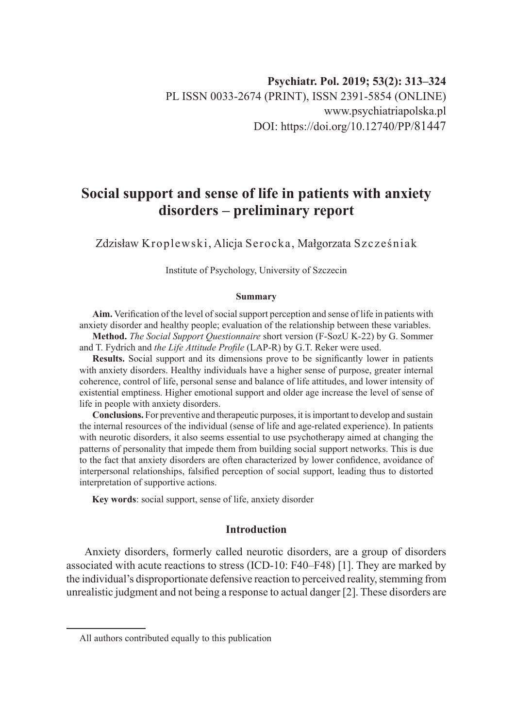Psychiatr. Pol. 2019; 53(2): 313–324
PL ISSN 0033-2674 (PRINT), ISSN 2391-5854 (ONLINE)
www.psychiatriapolska.pl
DOI: https://doi.org/10.12740/PP/81447

# Social support and sense of life in patients with anxiety disorders – preliminary report

Zdzisław Kroplewski, Alicja Serocka, Małgorzata Szcześniak

Institute of Psychology, University of Szczecin

### Summary

**Aim.** Verification of the level of social support perception and sense of life in patients with anxiety disorder and healthy people; evaluation of the relationship between these variables.

**Method.** *The Social Support Questionnaire* short version (F-SozU K-22) by G. Sommer and T. Fydrich and *the Life Attitude Profile* (LAP-R) by G.T. Reker were used.

**Results.** Social support and its dimensions prove to be significantly lower in patients with anxiety disorders. Healthy individuals have a higher sense of purpose, greater internal coherence, control of life, personal sense and balance of life attitudes, and lower intensity of existential emptiness. Higher emotional support and older age increase the level of sense of life in people with anxiety disorders.

**Conclusions.** For preventive and therapeutic purposes, it is important to develop and sustain the internal resources of the individual (sense of life and age-related experience). In patients with neurotic disorders, it also seems essential to use psychotherapy aimed at changing the patterns of personality that impede them from building social support networks. This is due to the fact that anxiety disorders are often characterized by lower confidence, avoidance of interpersonal relationships, falsified perception of social support, leading thus to distorted interpretation of supportive actions.

**Key words**: social support, sense of life, anxiety disorder

## Introduction

Anxiety disorders, formerly called neurotic disorders, are a group of disorders associated with acute reactions to stress (ICD-10: F40–F48) [1]. They are marked by the individual's disproportionate defensive reaction to perceived reality, stemming from unrealistic judgment and not being a response to actual danger [2]. These disorders are

All authors contributed equally to this publication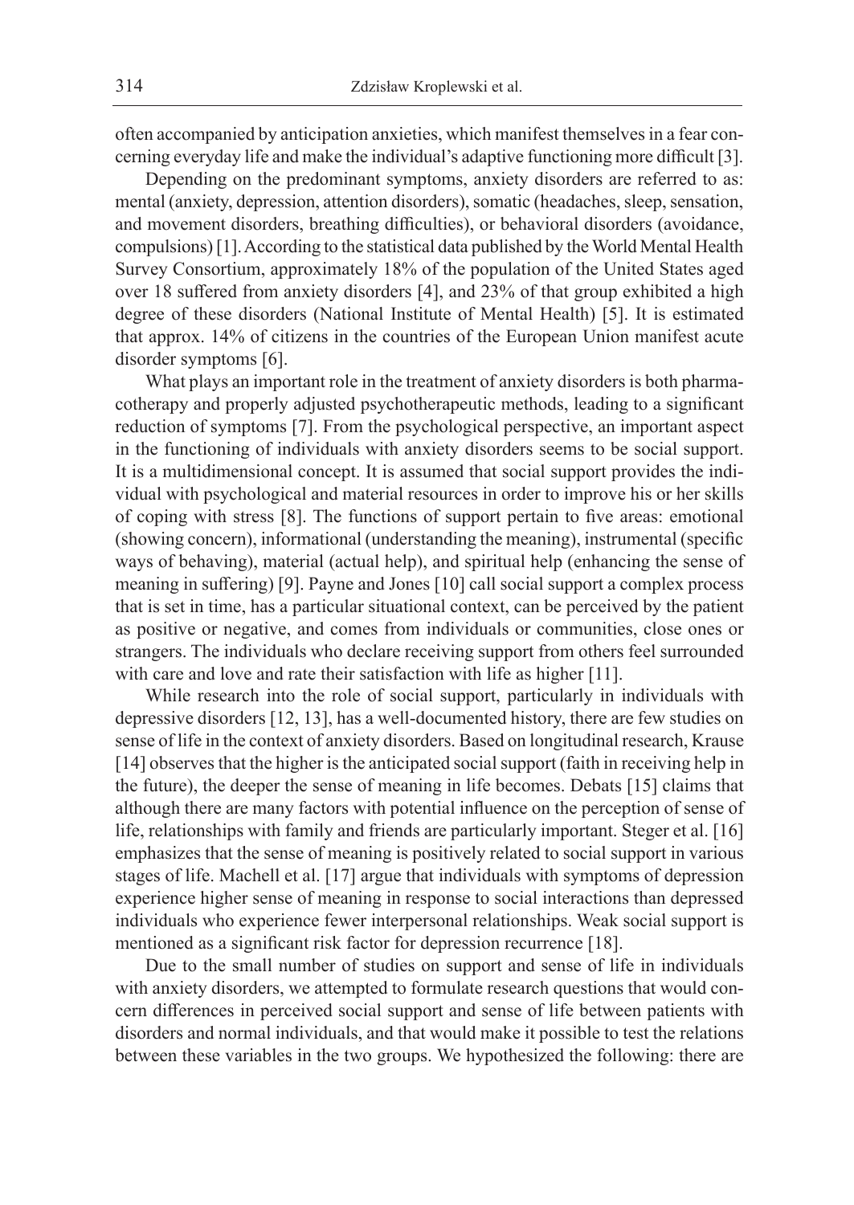often accompanied by anticipation anxieties, which manifest themselves in a fear concerning everyday life and make the individual's adaptive functioning more difficult [3].

Depending on the predominant symptoms, anxiety disorders are referred to as: mental (anxiety, depression, attention disorders), somatic (headaches, sleep, sensation, and movement disorders, breathing difficulties), or behavioral disorders (avoidance, compulsions) [1]. According to the statistical data published by the World Mental Health Survey Consortium, approximately 18% of the population of the United States aged over 18 suffered from anxiety disorders [4], and 23% of that group exhibited a high degree of these disorders (National Institute of Mental Health) [5]. It is estimated that approx. 14% of citizens in the countries of the European Union manifest acute disorder symptoms [6].

What plays an important role in the treatment of anxiety disorders is both pharmacotherapy and properly adjusted psychotherapeutic methods, leading to a significant reduction of symptoms [7]. From the psychological perspective, an important aspect in the functioning of individuals with anxiety disorders seems to be social support. It is a multidimensional concept. It is assumed that social support provides the individual with psychological and material resources in order to improve his or her skills of coping with stress [8]. The functions of support pertain to five areas: emotional (showing concern), informational (understanding the meaning), instrumental (specific ways of behaving), material (actual help), and spiritual help (enhancing the sense of meaning in suffering) [9]. Payne and Jones [10] call social support a complex process that is set in time, has a particular situational context, can be perceived by the patient as positive or negative, and comes from individuals or communities, close ones or strangers. The individuals who declare receiving support from others feel surrounded with care and love and rate their satisfaction with life as higher [11].

While research into the role of social support, particularly in individuals with depressive disorders [12, 13], has a well-documented history, there are few studies on sense of life in the context of anxiety disorders. Based on longitudinal research, Krause [14] observes that the higher is the anticipated social support (faith in receiving help in the future), the deeper the sense of meaning in life becomes. Debats [15] claims that although there are many factors with potential influence on the perception of sense of life, relationships with family and friends are particularly important. Steger et al. [16] emphasizes that the sense of meaning is positively related to social support in various stages of life. Machell et al. [17] argue that individuals with symptoms of depression experience higher sense of meaning in response to social interactions than depressed individuals who experience fewer interpersonal relationships. Weak social support is mentioned as a significant risk factor for depression recurrence [18].

Due to the small number of studies on support and sense of life in individuals with anxiety disorders, we attempted to formulate research questions that would concern differences in perceived social support and sense of life between patients with disorders and normal individuals, and that would make it possible to test the relations between these variables in the two groups. We hypothesized the following: there are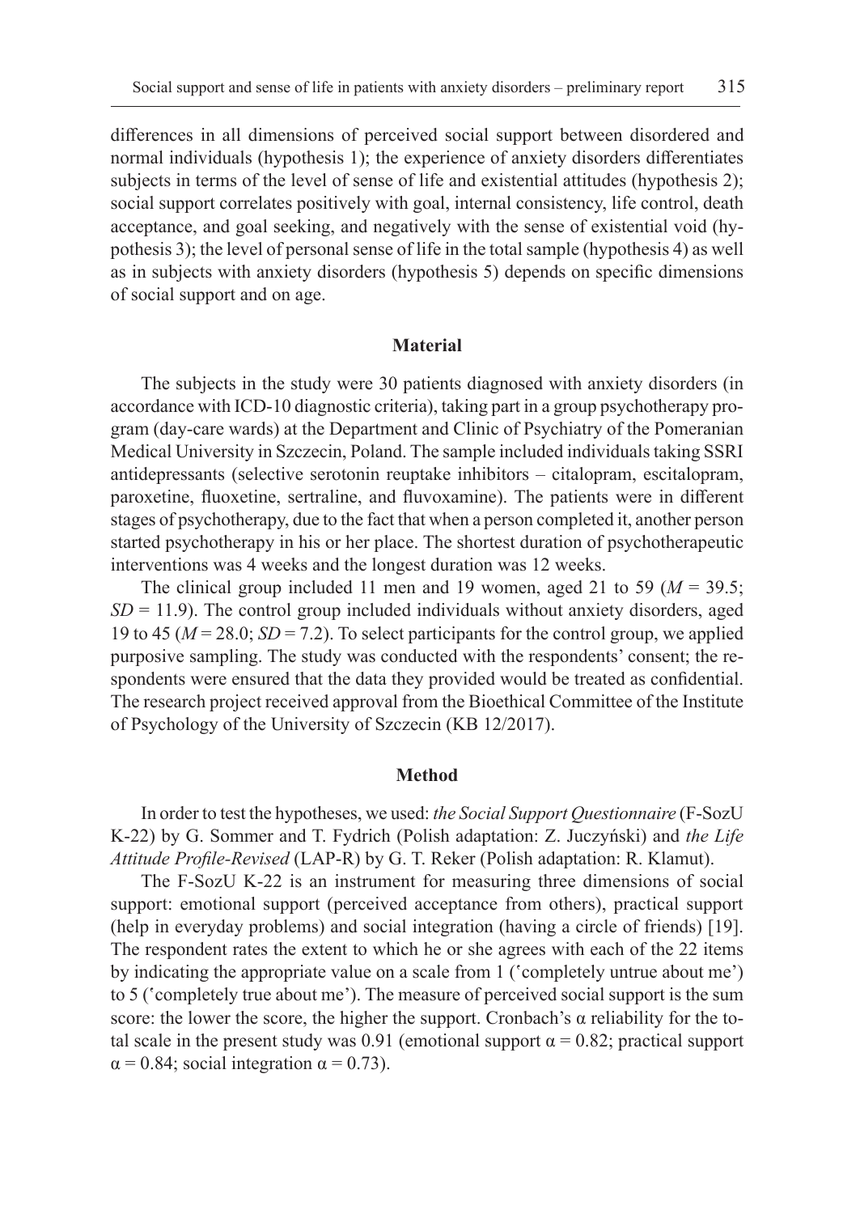differences in all dimensions of perceived social support between disordered and normal individuals (hypothesis 1); the experience of anxiety disorders differentiates subjects in terms of the level of sense of life and existential attitudes (hypothesis 2); social support correlates positively with goal, internal consistency, life control, death acceptance, and goal seeking, and negatively with the sense of existential void (hypothesis 3); the level of personal sense of life in the total sample (hypothesis 4) as well as in subjects with anxiety disorders (hypothesis 5) depends on specific dimensions of social support and on age.

## Material

The subjects in the study were 30 patients diagnosed with anxiety disorders (in accordance with ICD-10 diagnostic criteria), taking part in a group psychotherapy program (day-care wards) at the Department and Clinic of Psychiatry of the Pomeranian Medical University in Szczecin, Poland. The sample included individuals taking SSRI antidepressants (selective serotonin reuptake inhibitors – citalopram, escitalopram, paroxetine, fluoxetine, sertraline, and fluvoxamine). The patients were in different stages of psychotherapy, due to the fact that when a person completed it, another person started psychotherapy in his or her place. The shortest duration of psychotherapeutic interventions was 4 weeks and the longest duration was 12 weeks.

The clinical group included 11 men and 19 women, aged 21 to 59 ($M = 39.5$; $SD = 11.9$). The control group included individuals without anxiety disorders, aged 19 to 45 ($M = 28.0$; $SD = 7.2$). To select participants for the control group, we applied purposive sampling. The study was conducted with the respondents' consent; the respondents were ensured that the data they provided would be treated as confidential. The research project received approval from the Bioethical Committee of the Institute of Psychology of the University of Szczecin (KB 12/2017).

## Method

In order to test the hypotheses, we used: *the Social Support Questionnaire* (F-SozU K-22) by G. Sommer and T. Fydrich (Polish adaptation: Z. Juczyński) and *the Life Attitude Profile-Revised* (LAP-R) by G. T. Reker (Polish adaptation: R. Klamut).

The F-SozU K-22 is an instrument for measuring three dimensions of social support: emotional support (perceived acceptance from others), practical support (help in everyday problems) and social integration (having a circle of friends) [19]. The respondent rates the extent to which he or she agrees with each of the 22 items by indicating the appropriate value on a scale from 1 ('completely untrue about me') to 5 ('completely true about me'). The measure of perceived social support is the sum score: the lower the score, the higher the support. Cronbach's $\alpha$ reliability for the total scale in the present study was 0.91 (emotional support $\alpha = 0.82$; practical support $\alpha = 0.84$; social integration $\alpha = 0.73$).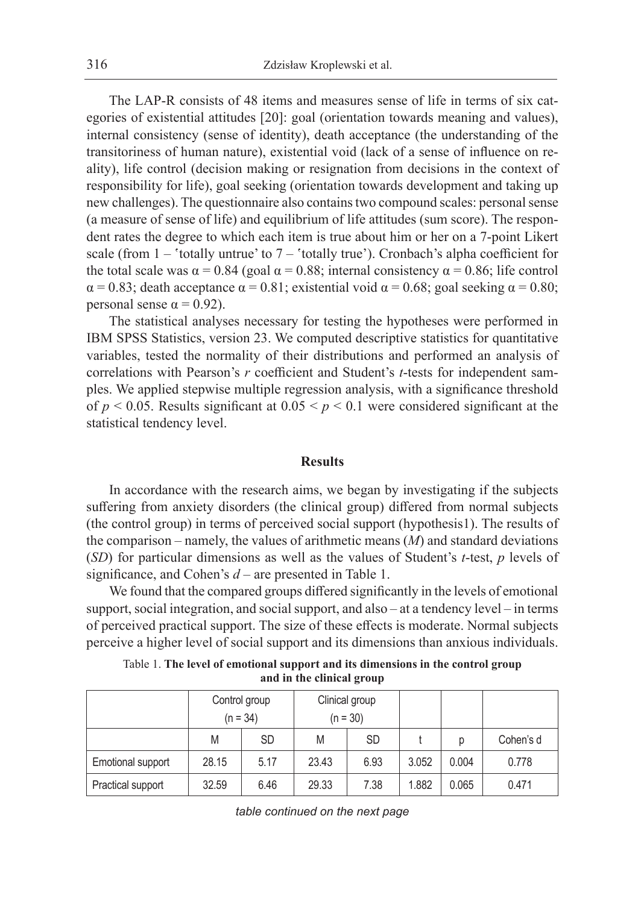The LAP-R consists of 48 items and measures sense of life in terms of six categories of existential attitudes [20]: goal (orientation towards meaning and values), internal consistency (sense of identity), death acceptance (the understanding of the transitoriness of human nature), existential void (lack of a sense of influence on reality), life control (decision making or resignation from decisions in the context of responsibility for life), goal seeking (orientation towards development and taking up new challenges). The questionnaire also contains two compound scales: personal sense (a measure of sense of life) and equilibrium of life attitudes (sum score). The respondent rates the degree to which each item is true about him or her on a 7-point Likert scale (from 1 – 'totally untrue' to 7 – 'totally true'). Cronbach's alpha coefficient for the total scale was $\alpha = 0.84$ (goal $\alpha = 0.88$; internal consistency $\alpha = 0.86$; life control $\alpha = 0.83$; death acceptance $\alpha = 0.81$; existential void $\alpha = 0.68$; goal seeking $\alpha = 0.80$; personal sense $\alpha = 0.92$).

The statistical analyses necessary for testing the hypotheses were performed in IBM SPSS Statistics, version 23. We computed descriptive statistics for quantitative variables, tested the normality of their distributions and performed an analysis of correlations with Pearson's *r* coefficient and Student's *t*-tests for independent samples. We applied stepwise multiple regression analysis, with a significance threshold of $p < 0.05$. Results significant at $0.05 < p < 0.1$ were considered significant at the statistical tendency level.

## Results

In accordance with the research aims, we began by investigating if the subjects suffering from anxiety disorders (the clinical group) differed from normal subjects (the control group) in terms of perceived social support (hypothesis1). The results of the comparison – namely, the values of arithmetic means (*M*) and standard deviations (*SD*) for particular dimensions as well as the values of Student's *t*-test, *p* levels of significance, and Cohen's *d* – are presented in Table 1.

We found that the compared groups differed significantly in the levels of emotional support, social integration, and social support, and also – at a tendency level – in terms of perceived practical support. The size of these effects is moderate. Normal subjects perceive a higher level of social support and its dimensions than anxious individuals.

Table 1. **The level of emotional support and its dimensions in the control group and in the clinical group**

| | Control group (n = 34) | | Clinical group (n = 30) | | | | |
|---|---|---|---|---|---|---|---|
| | M | SD | M | SD | t | p | Cohen's d |
| Emotional support | 28.15 | 5.17 | 23.43 | 6.93 | 3.052 | 0.004 | 0.778 |
| Practical support | 32.59 | 6.46 | 29.33 | 7.38 | 1.882 | 0.065 | 0.471 |

*table continued on the next page*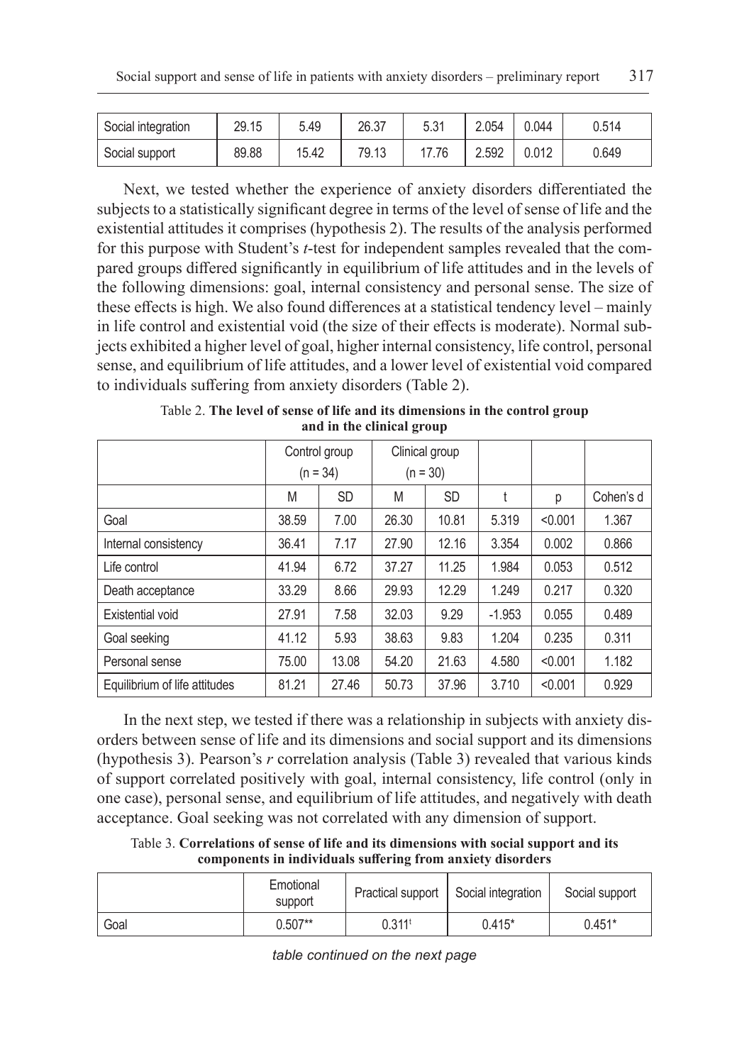| Social integration | 29.15 | 5.49 | 26.37 | 5.31 | 2.054 | 0.044 | 0.514 |
|---|---|---|---|---|---|---|---|
| Social support | 89.88 | 15.42 | 79.13 | 17.76 | 2.592 | 0.012 | 0.649 |

Next, we tested whether the experience of anxiety disorders differentiated the subjects to a statistically significant degree in terms of the level of sense of life and the existential attitudes it comprises (hypothesis 2). The results of the analysis performed for this purpose with Student's *t*-test for independent samples revealed that the compared groups differed significantly in equilibrium of life attitudes and in the levels of the following dimensions: goal, internal consistency and personal sense. The size of these effects is high. We also found differences at a statistical tendency level – mainly in life control and existential void (the size of their effects is moderate). Normal subjects exhibited a higher level of goal, higher internal consistency, life control, personal sense, and equilibrium of life attitudes, and a lower level of existential void compared to individuals suffering from anxiety disorders (Table 2).

Table 2. **The level of sense of life and its dimensions in the control group and in the clinical group**

| | Control group (n = 34) | | Clinical group (n = 30) | | | | |
|---|---|---|---|---|---|---|---|
| | M | SD | M | SD | t | p | Cohen's d |
| Goal | 38.59 | 7.00 | 26.30 | 10.81 | 5.319 | <0.001 | 1.367 |
| Internal consistency | 36.41 | 7.17 | 27.90 | 12.16 | 3.354 | 0.002 | 0.866 |
| Life control | 41.94 | 6.72 | 37.27 | 11.25 | 1.984 | 0.053 | 0.512 |
| Death acceptance | 33.29 | 8.66 | 29.93 | 12.29 | 1.249 | 0.217 | 0.320 |
| Existential void | 27.91 | 7.58 | 32.03 | 9.29 | -1.953 | 0.055 | 0.489 |
| Goal seeking | 41.12 | 5.93 | 38.63 | 9.83 | 1.204 | 0.235 | 0.311 |
| Personal sense | 75.00 | 13.08 | 54.20 | 21.63 | 4.580 | <0.001 | 1.182 |
| Equilibrium of life attitudes | 81.21 | 27.46 | 50.73 | 37.96 | 3.710 | <0.001 | 0.929 |

In the next step, we tested if there was a relationship in subjects with anxiety disorders between sense of life and its dimensions and social support and its dimensions (hypothesis 3). Pearson's *r* correlation analysis (Table 3) revealed that various kinds of support correlated positively with goal, internal consistency, life control (only in one case), personal sense, and equilibrium of life attitudes, and negatively with death acceptance. Goal seeking was not correlated with any dimension of support.

Table 3. **Correlations of sense of life and its dimensions with social support and its components in individuals suffering from anxiety disorders**

| | Emotional support | Practical support | Social integration | Social support |
|---|---|---|---|---|
| Goal | 0.507** | 0.311[t] | 0.415* | 0.451* |

*table continued on the next page*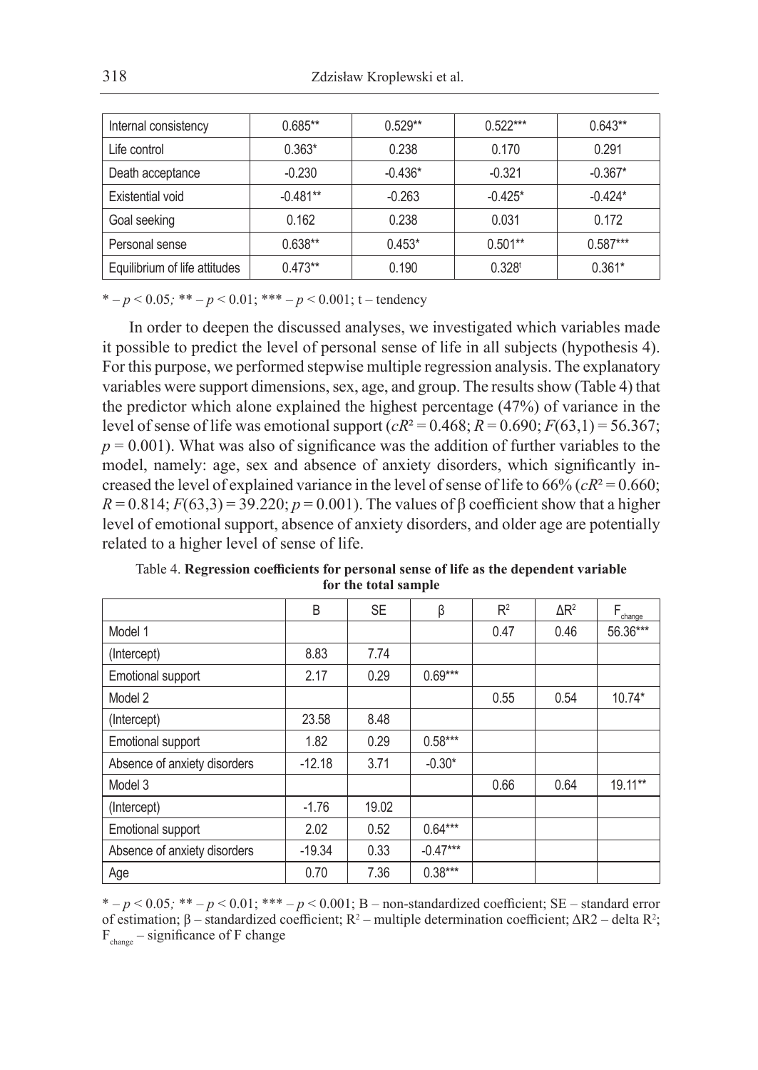| Internal consistency | 0.685** | 0.529** | 0.522*** | 0.643** |
|---|---|---|---|---|
| Life control | 0.363* | 0.238 | 0.170 | 0.291 |
| Death acceptance | -0.230 | -0.436* | -0.321 | -0.367* |
| Existential void | -0.481** | -0.263 | -0.425* | -0.424* |
| Goal seeking | 0.162 | 0.238 | 0.031 | 0.172 |
| Personal sense | 0.638** | 0.453* | 0.501** | 0.587*** |
| Equilibrium of life attitudes | 0.473** | 0.190 | 0.328[t] | 0.361* |

* – $p < 0.05$; ** – $p < 0.01$; *** – $p < 0.001$; t – tendency

In order to deepen the discussed analyses, we investigated which variables made it possible to predict the level of personal sense of life in all subjects (hypothesis 4). For this purpose, we performed stepwise multiple regression analysis. The explanatory variables were support dimensions, sex, age, and group. The results show (Table 4) that the predictor which alone explained the highest percentage (47%) of variance in the level of sense of life was emotional support ($cR^2 = 0.468$; $R = 0.690$; $F(63,1) = 56.367$; $p = 0.001$). What was also of significance was the addition of further variables to the model, namely: age, sex and absence of anxiety disorders, which significantly increased the level of explained variance in the level of sense of life to 66% ($cR^2 = 0.660$; $R = 0.814$; $F(63,3) = 39.220$; $p = 0.001$). The values of β coefficient show that a higher level of emotional support, absence of anxiety disorders, and older age are potentially related to a higher level of sense of life.

Table 4. **Regression coefficients for personal sense of life as the dependent variable for the total sample**

| | B | SE | β | $R^2$ | $\Delta R^2$ | $F_{change}$ |
|---|---|---|---|---|---|---|
| Model 1 | | | | 0.47 | 0.46 | 56.36*** |
| (Intercept) | 8.83 | 7.74 | | | | |
| Emotional support | 2.17 | 0.29 | 0.69*** | | | |
| Model 2 | | | | 0.55 | 0.54 | 10.74* |
| (Intercept) | 23.58 | 8.48 | | | | |
| Emotional support | 1.82 | 0.29 | 0.58*** | | | |
| Absence of anxiety disorders | -12.18 | 3.71 | -0.30* | | | |
| Model 3 | | | | 0.66 | 0.64 | 19.11** |
| (Intercept) | -1.76 | 19.02 | | | | |
| Emotional support | 2.02 | 0.52 | 0.64*** | | | |
| Absence of anxiety disorders | -19.34 | 0.33 | -0.47*** | | | |
| Age | 0.70 | 7.36 | 0.38*** | | | |

* – $p < 0.05$; ** – $p < 0.01$; *** – $p < 0.001$; B – non-standardized coefficient; SE – standard error of estimation; β – standardized coefficient; $R^2$ – multiple determination coefficient; ΔR2 – delta $R^2$; $F_{change}$ – significance of F change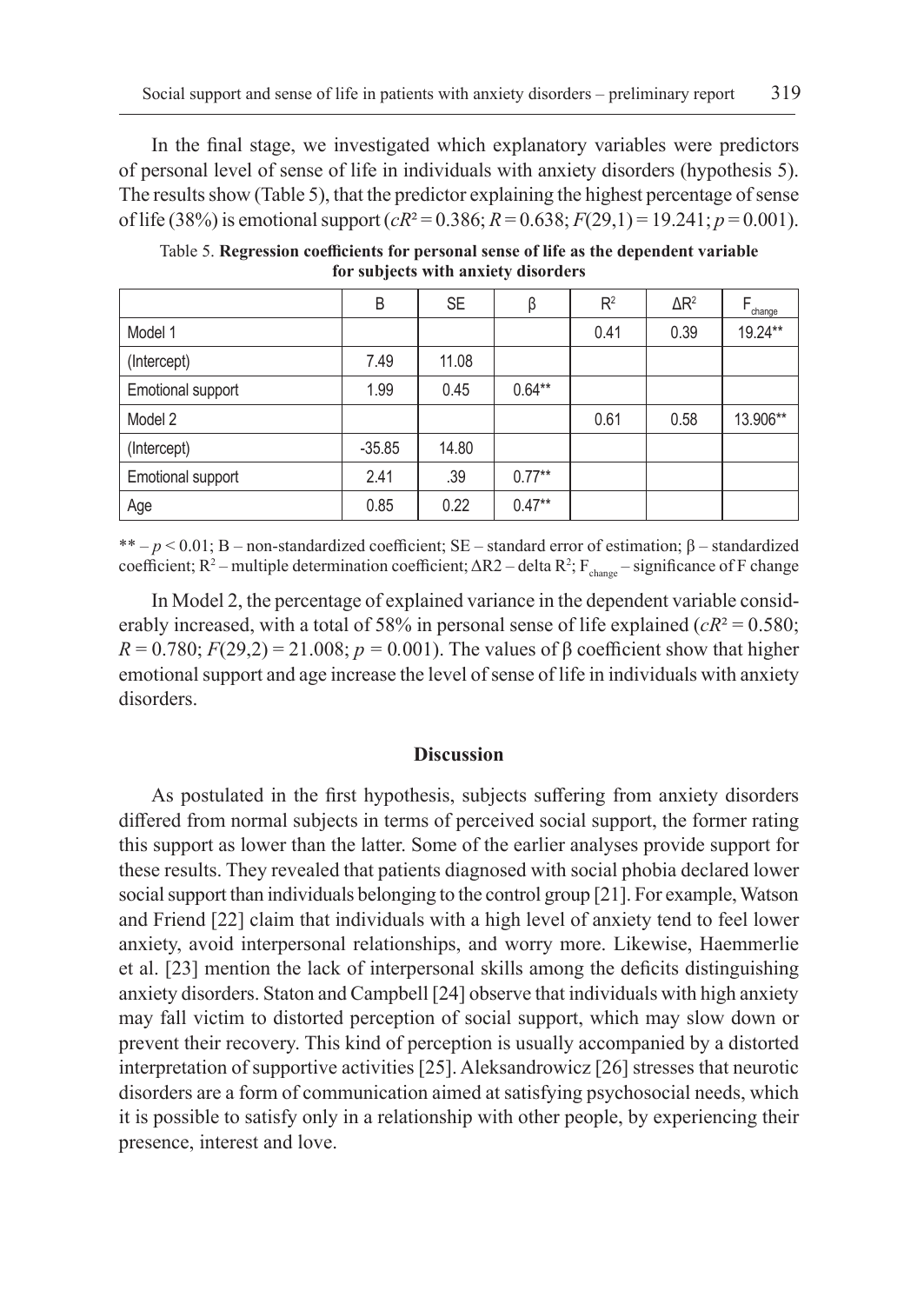In the final stage, we investigated which explanatory variables were predictors of personal level of sense of life in individuals with anxiety disorders (hypothesis 5). The results show (Table 5), that the predictor explaining the highest percentage of sense of life (38%) is emotional support ($cR^2 = 0.386$; $R = 0.638$; $F(29,1) = 19.241$; $p = 0.001$).

Table 5. **Regression coefficients for personal sense of life as the dependent variable for subjects with anxiety disorders**

| | B | SE | β | $R^2$ | $\Delta R^2$ | $F_{change}$ |
|---|---|---|---|---|---|---|
| Model 1 | | | | 0.41 | 0.39 | 19.24** |
| (Intercept) | 7.49 | 11.08 | | | | |
| Emotional support | 1.99 | 0.45 | 0.64** | | | |
| Model 2 | | | | 0.61 | 0.58 | 13.906** |
| (Intercept) | -35.85 | 14.80 | | | | |
| Emotional support | 2.41 | .39 | 0.77** | | | |
| Age | 0.85 | 0.22 | 0.47** | | | |

** – $p < 0.01$; B – non-standardized coefficient; SE – standard error of estimation; β – standardized coefficient; $R^2$ – multiple determination coefficient; ΔR2 – delta $R^2$; $F_{change}$ – significance of F change

In Model 2, the percentage of explained variance in the dependent variable considerably increased, with a total of 58% in personal sense of life explained ($cR^2 = 0.580$; $R = 0.780$; $F(29,2) = 21.008$; $p = 0.001$). The values of β coefficient show that higher emotional support and age increase the level of sense of life in individuals with anxiety disorders.

## Discussion

As postulated in the first hypothesis, subjects suffering from anxiety disorders differed from normal subjects in terms of perceived social support, the former rating this support as lower than the latter. Some of the earlier analyses provide support for these results. They revealed that patients diagnosed with social phobia declared lower social support than individuals belonging to the control group [21]. For example, Watson and Friend [22] claim that individuals with a high level of anxiety tend to feel lower anxiety, avoid interpersonal relationships, and worry more. Likewise, Haemmerlie et al. [23] mention the lack of interpersonal skills among the deficits distinguishing anxiety disorders. Staton and Campbell [24] observe that individuals with high anxiety may fall victim to distorted perception of social support, which may slow down or prevent their recovery. This kind of perception is usually accompanied by a distorted interpretation of supportive activities [25]. Aleksandrowicz [26] stresses that neurotic disorders are a form of communication aimed at satisfying psychosocial needs, which it is possible to satisfy only in a relationship with other people, by experiencing their presence, interest and love.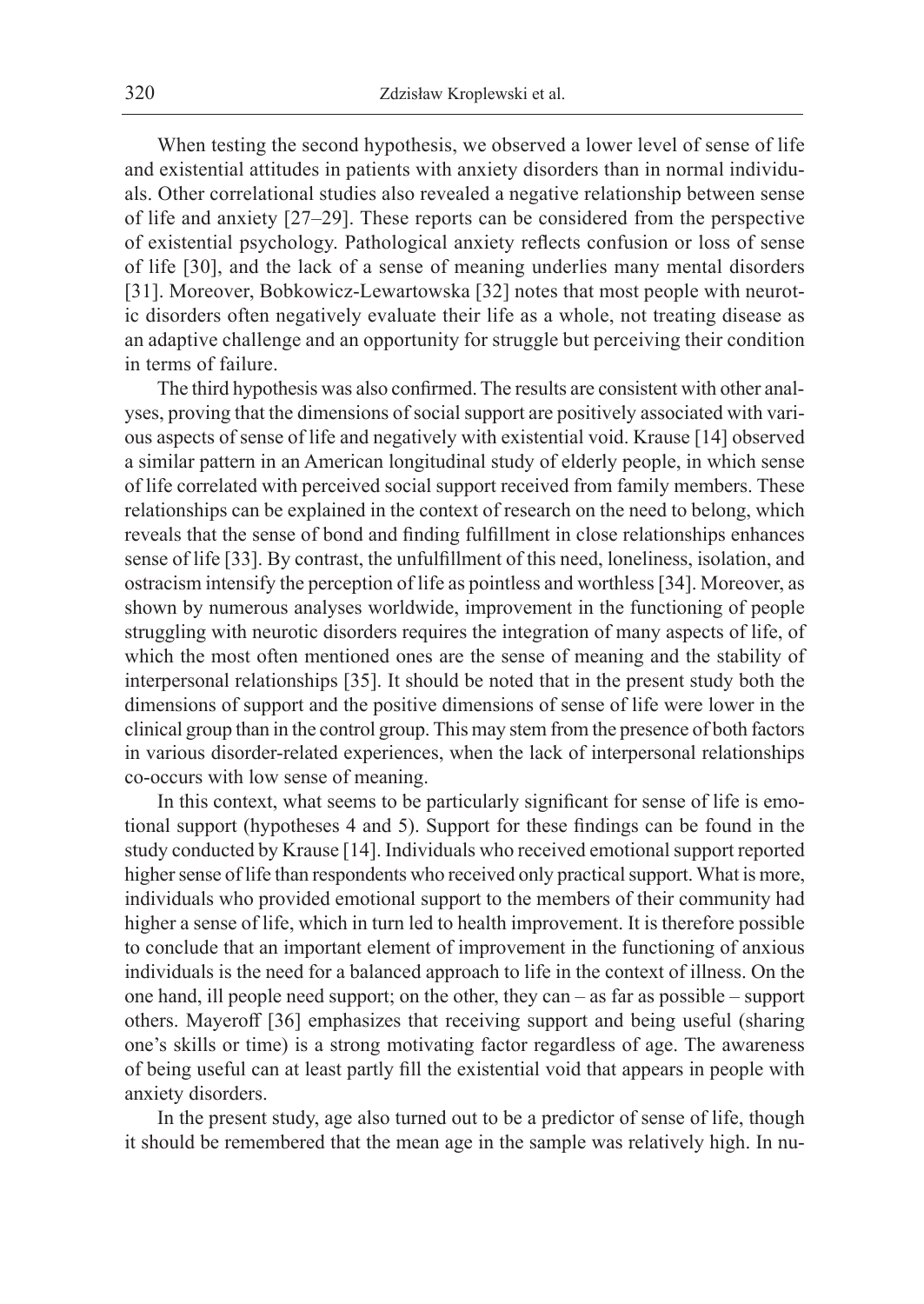When testing the second hypothesis, we observed a lower level of sense of life and existential attitudes in patients with anxiety disorders than in normal individuals. Other correlational studies also revealed a negative relationship between sense of life and anxiety [27–29]. These reports can be considered from the perspective of existential psychology. Pathological anxiety reflects confusion or loss of sense of life [30], and the lack of a sense of meaning underlies many mental disorders [31]. Moreover, Bobkowicz-Lewartowska [32] notes that most people with neurotic disorders often negatively evaluate their life as a whole, not treating disease as an adaptive challenge and an opportunity for struggle but perceiving their condition in terms of failure.

The third hypothesis was also confirmed. The results are consistent with other analyses, proving that the dimensions of social support are positively associated with various aspects of sense of life and negatively with existential void. Krause [14] observed a similar pattern in an American longitudinal study of elderly people, in which sense of life correlated with perceived social support received from family members. These relationships can be explained in the context of research on the need to belong, which reveals that the sense of bond and finding fulfillment in close relationships enhances sense of life [33]. By contrast, the unfulfillment of this need, loneliness, isolation, and ostracism intensify the perception of life as pointless and worthless [34]. Moreover, as shown by numerous analyses worldwide, improvement in the functioning of people struggling with neurotic disorders requires the integration of many aspects of life, of which the most often mentioned ones are the sense of meaning and the stability of interpersonal relationships [35]. It should be noted that in the present study both the dimensions of support and the positive dimensions of sense of life were lower in the clinical group than in the control group. This may stem from the presence of both factors in various disorder-related experiences, when the lack of interpersonal relationships co-occurs with low sense of meaning.

In this context, what seems to be particularly significant for sense of life is emotional support (hypotheses 4 and 5). Support for these findings can be found in the study conducted by Krause [14]. Individuals who received emotional support reported higher sense of life than respondents who received only practical support. What is more, individuals who provided emotional support to the members of their community had higher a sense of life, which in turn led to health improvement. It is therefore possible to conclude that an important element of improvement in the functioning of anxious individuals is the need for a balanced approach to life in the context of illness. On the one hand, ill people need support; on the other, they can – as far as possible – support others. Mayeroff [36] emphasizes that receiving support and being useful (sharing one's skills or time) is a strong motivating factor regardless of age. The awareness of being useful can at least partly fill the existential void that appears in people with anxiety disorders.

In the present study, age also turned out to be a predictor of sense of life, though it should be remembered that the mean age in the sample was relatively high. In nu-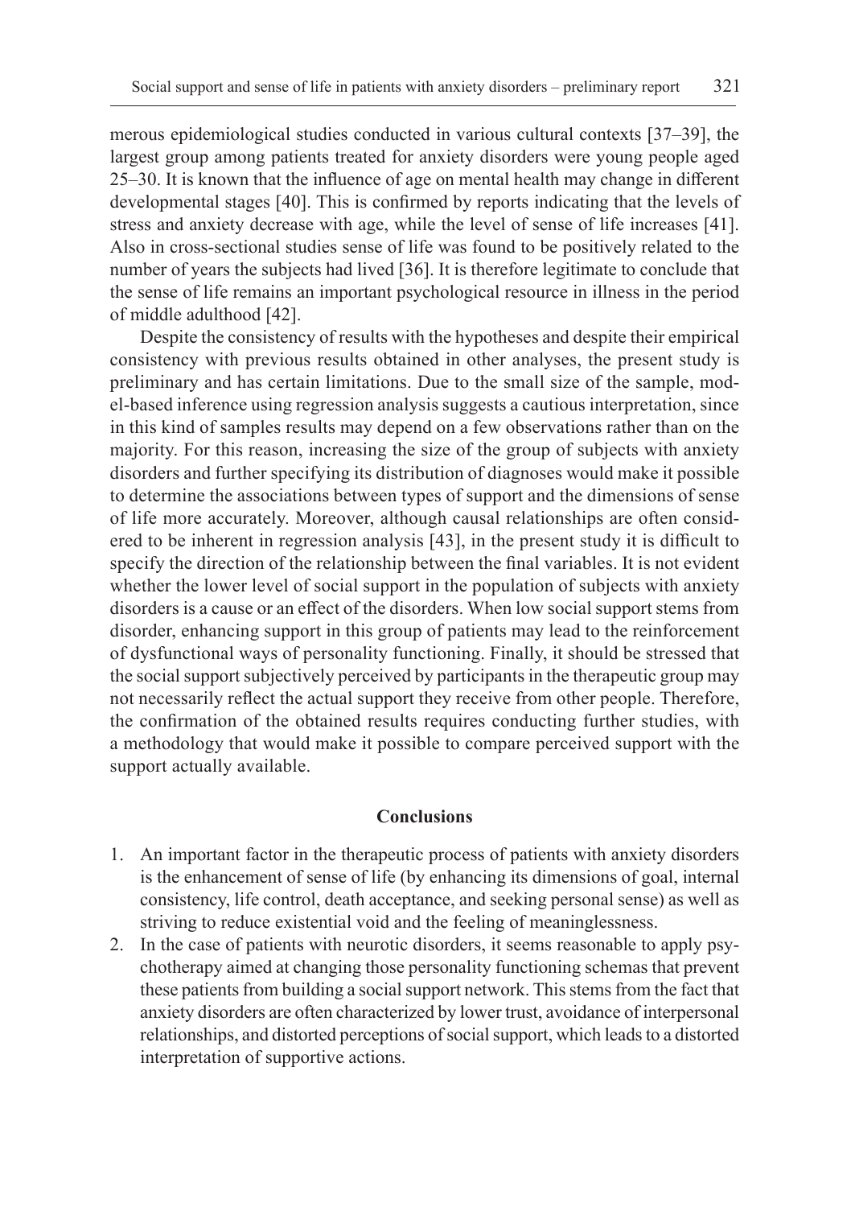merous epidemiological studies conducted in various cultural contexts [37–39], the largest group among patients treated for anxiety disorders were young people aged 25–30. It is known that the influence of age on mental health may change in different developmental stages [40]. This is confirmed by reports indicating that the levels of stress and anxiety decrease with age, while the level of sense of life increases [41]. Also in cross-sectional studies sense of life was found to be positively related to the number of years the subjects had lived [36]. It is therefore legitimate to conclude that the sense of life remains an important psychological resource in illness in the period of middle adulthood [42].

Despite the consistency of results with the hypotheses and despite their empirical consistency with previous results obtained in other analyses, the present study is preliminary and has certain limitations. Due to the small size of the sample, model-based inference using regression analysis suggests a cautious interpretation, since in this kind of samples results may depend on a few observations rather than on the majority. For this reason, increasing the size of the group of subjects with anxiety disorders and further specifying its distribution of diagnoses would make it possible to determine the associations between types of support and the dimensions of sense of life more accurately. Moreover, although causal relationships are often considered to be inherent in regression analysis [43], in the present study it is difficult to specify the direction of the relationship between the final variables. It is not evident whether the lower level of social support in the population of subjects with anxiety disorders is a cause or an effect of the disorders. When low social support stems from disorder, enhancing support in this group of patients may lead to the reinforcement of dysfunctional ways of personality functioning. Finally, it should be stressed that the social support subjectively perceived by participants in the therapeutic group may not necessarily reflect the actual support they receive from other people. Therefore, the confirmation of the obtained results requires conducting further studies, with a methodology that would make it possible to compare perceived support with the support actually available.

## Conclusions

1. An important factor in the therapeutic process of patients with anxiety disorders is the enhancement of sense of life (by enhancing its dimensions of goal, internal consistency, life control, death acceptance, and seeking personal sense) as well as striving to reduce existential void and the feeling of meaninglessness.
2. In the case of patients with neurotic disorders, it seems reasonable to apply psychotherapy aimed at changing those personality functioning schemas that prevent these patients from building a social support network. This stems from the fact that anxiety disorders are often characterized by lower trust, avoidance of interpersonal relationships, and distorted perceptions of social support, which leads to a distorted interpretation of supportive actions.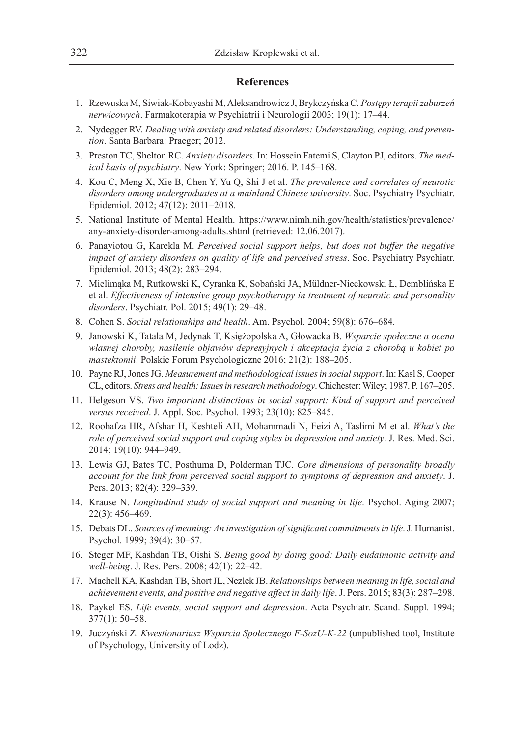## References

1. Rzewuska M, Siwiak-Kobayashi M, Aleksandrowicz J, Brykczyńska C. *Postępy terapii zaburzeń nerwicowych*. Farmakoterapia w Psychiatrii i Neurologii 2003; 19(1): 17–44.
2. Nydegger RV. *Dealing with anxiety and related disorders: Understanding, coping, and prevention*. Santa Barbara: Praeger; 2012.
3. Preston TC, Shelton RC. *Anxiety disorders*. In: Hossein Fatemi S, Clayton PJ, editors. *The medical basis of psychiatry*. New York: Springer; 2016. P. 145–168.
4. Kou C, Meng X, Xie B, Chen Y, Yu Q, Shi J et al. *The prevalence and correlates of neurotic disorders among undergraduates at a mainland Chinese university*. Soc. Psychiatry Psychiatr. Epidemiol. 2012; 47(12): 2011–2018.
5. National Institute of Mental Health. https://www.nimh.nih.gov/health/statistics/prevalence/any-anxiety-disorder-among-adults.shtml (retrieved: 12.06.2017).
6. Panayiotou G, Karekla M. *Perceived social support helps, but does not buffer the negative impact of anxiety disorders on quality of life and perceived stress*. Soc. Psychiatry Psychiatr. Epidemiol. 2013; 48(2): 283–294.
7. Mielimąka M, Rutkowski K, Cyranka K, Sobański JA, Müldner-Nieckowski Ł, Demblińska E et al. *Effectiveness of intensive group psychotherapy in treatment of neurotic and personality disorders*. Psychiatr. Pol. 2015; 49(1): 29–48.
8. Cohen S. *Social relationships and health*. Am. Psychol. 2004; 59(8): 676–684.
9. Janowski K, Tatala M, Jedynak T, Księżopolska A, Głowacka B. *Wsparcie społeczne a ocena własnej choroby, nasilenie objawów depresyjnych i akceptacja życia z chorobą u kobiet po mastektomii*. Polskie Forum Psychologiczne 2016; 21(2): 188–205.
10. Payne RJ, Jones JG. *Measurement and methodological issues in social support*. In: Kasl S, Cooper CL, editors. *Stress and health: Issues in research methodology*. Chichester: Wiley; 1987. P. 167–205.
11. Helgeson VS. *Two important distinctions in social support: Kind of support and perceived versus received*. J. Appl. Soc. Psychol. 1993; 23(10): 825–845.
12. Roohafza HR, Afshar H, Keshteli AH, Mohammadi N, Feizi A, Taslimi M et al. *What's the role of perceived social support and coping styles in depression and anxiety*. J. Res. Med. Sci. 2014; 19(10): 944–949.
13. Lewis GJ, Bates TC, Posthuma D, Polderman TJC. *Core dimensions of personality broadly account for the link from perceived social support to symptoms of depression and anxiety*. J. Pers. 2013; 82(4): 329–339.
14. Krause N. *Longitudinal study of social support and meaning in life*. Psychol. Aging 2007; 22(3): 456–469.
15. Debats DL. *Sources of meaning: An investigation of significant commitments in life*. J. Humanist. Psychol. 1999; 39(4): 30–57.
16. Steger MF, Kashdan TB, Oishi S. *Being good by doing good: Daily eudaimonic activity and well-being*. J. Res. Pers. 2008; 42(1): 22–42.
17. Machell KA, Kashdan TB, Short JL, Nezlek JB. *Relationships between meaning in life, social and achievement events, and positive and negative affect in daily life*. J. Pers. 2015; 83(3): 287–298.
18. Paykel ES. *Life events, social support and depression*. Acta Psychiatr. Scand. Suppl. 1994; 377(1): 50–58.
19. Juczyński Z. *Kwestionariusz Wsparcia Społecznego F-SozU-K-22* (unpublished tool, Institute of Psychology, University of Lodz).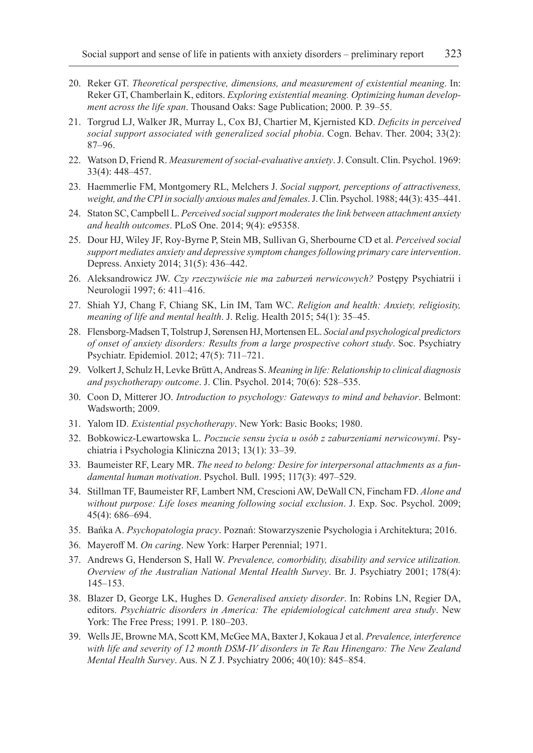20. Reker GT. *Theoretical perspective, dimensions, and measurement of existential meaning*. In: Reker GT, Chamberlain K, editors. *Exploring existential meaning. Optimizing human development across the life span*. Thousand Oaks: Sage Publication; 2000. P. 39–55.
21. Torgrud LJ, Walker JR, Murray L, Cox BJ, Chartier M, Kjernisted KD. *Deficits in perceived social support associated with generalized social phobia*. Cogn. Behav. Ther. 2004; 33(2): 87–96.
22. Watson D, Friend R. *Measurement of social-evaluative anxiety*. J. Consult. Clin. Psychol. 1969: 33(4): 448–457.
23. Haemmerlie FM, Montgomery RL, Melchers J. *Social support, perceptions of attractiveness, weight, and the CPI in socially anxious males and females*. J. Clin. Psychol. 1988; 44(3): 435–441.
24. Staton SC, Campbell L. *Perceived social support moderates the link between attachment anxiety and health outcomes*. PLoS One. 2014; 9(4): e95358.
25. Dour HJ, Wiley JF, Roy-Byrne P, Stein MB, Sullivan G, Sherbourne CD et al. *Perceived social support mediates anxiety and depressive symptom changes following primary care intervention*. Depress. Anxiety 2014; 31(5): 436–442.
26. Aleksandrowicz JW. *Czy rzeczywiście nie ma zaburzeń nerwicowych?* Postępy Psychiatrii i Neurologii 1997; 6: 411–416.
27. Shiah YJ, Chang F, Chiang SK, Lin IM, Tam WC. *Religion and health: Anxiety, religiosity, meaning of life and mental health*. J. Relig. Health 2015; 54(1): 35–45.
28. Flensborg-Madsen T, Tolstrup J, Sørensen HJ, Mortensen EL. *Social and psychological predictors of onset of anxiety disorders: Results from a large prospective cohort study*. Soc. Psychiatry Psychiatr. Epidemiol. 2012; 47(5): 711–721.
29. Volkert J, Schulz H, Levke Brütt A, Andreas S. *Meaning in life: Relationship to clinical diagnosis and psychotherapy outcome*. J. Clin. Psychol. 2014; 70(6): 528–535.
30. Coon D, Mitterer JO. *Introduction to psychology: Gateways to mind and behavior*. Belmont: Wadsworth; 2009.
31. Yalom ID. *Existential psychotherapy*. New York: Basic Books; 1980.
32. Bobkowicz-Lewartowska L. *Poczucie sensu życia u osób z zaburzeniami nerwicowymi*. Psychiatria i Psychologia Kliniczna 2013; 13(1): 33–39.
33. Baumeister RF, Leary MR. *The need to belong: Desire for interpersonal attachments as a fundamental human motivation*. Psychol. Bull. 1995; 117(3): 497–529.
34. Stillman TF, Baumeister RF, Lambert NM, Crescioni AW, DeWall CN, Fincham FD. *Alone and without purpose: Life loses meaning following social exclusion*. J. Exp. Soc. Psychol. 2009; 45(4): 686–694.
35. Bańka A. *Psychopatologia pracy*. Poznań: Stowarzyszenie Psychologia i Architektura; 2016.
36. Mayeroff M. *On caring*. New York: Harper Perennial; 1971.
37. Andrews G, Henderson S, Hall W. *Prevalence, comorbidity, disability and service utilization. Overview of the Australian National Mental Health Survey*. Br. J. Psychiatry 2001; 178(4): 145–153.
38. Blazer D, George LK, Hughes D. *Generalised anxiety disorder*. In: Robins LN, Regier DA, editors. *Psychiatric disorders in America: The epidemiological catchment area study*. New York: The Free Press; 1991. P. 180–203.
39. Wells JE, Browne MA, Scott KM, McGee MA, Baxter J, Kokaua J et al. *Prevalence, interference with life and severity of 12 month DSM-IV disorders in Te Rau Hinengaro: The New Zealand Mental Health Survey*. Aus. N Z J. Psychiatry 2006; 40(10): 845–854.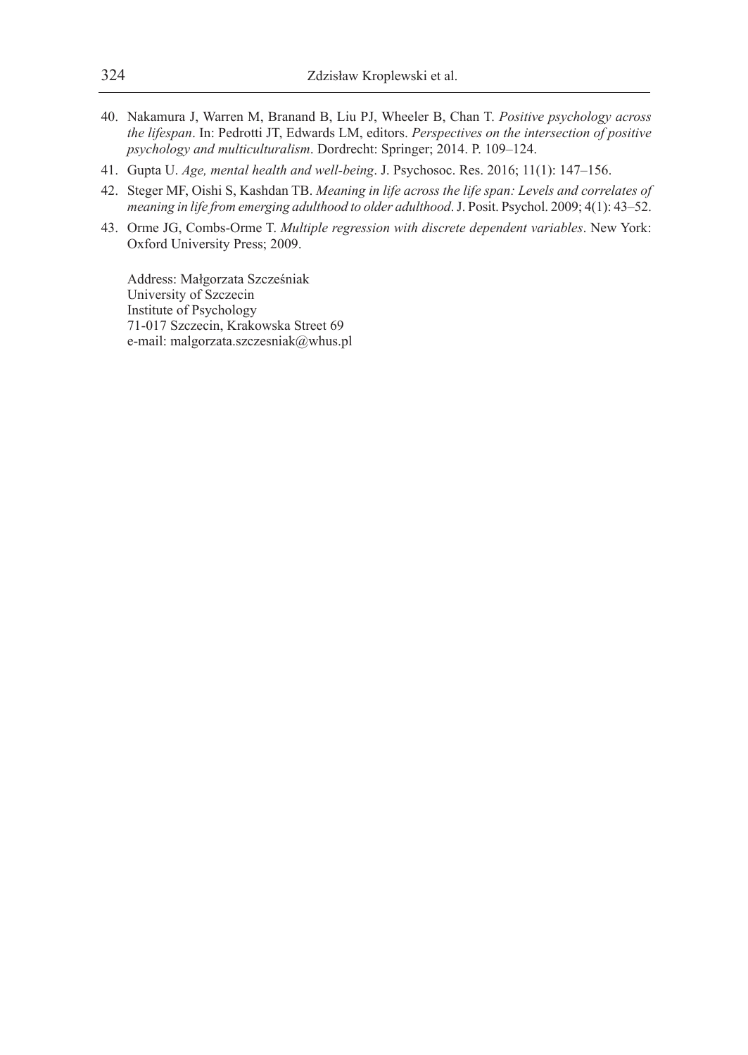40. Nakamura J, Warren M, Branand B, Liu PJ, Wheeler B, Chan T. *Positive psychology across the lifespan*. In: Pedrotti JT, Edwards LM, editors. *Perspectives on the intersection of positive psychology and multiculturalism*. Dordrecht: Springer; 2014. P. 109–124.
41. Gupta U. *Age, mental health and well-being*. J. Psychosoc. Res. 2016; 11(1): 147–156.
42. Steger MF, Oishi S, Kashdan TB. *Meaning in life across the life span: Levels and correlates of meaning in life from emerging adulthood to older adulthood*. J. Posit. Psychol. 2009; 4(1): 43–52.
43. Orme JG, Combs-Orme T. *Multiple regression with discrete dependent variables*. New York: Oxford University Press; 2009.

Address: Małgorzata Szcześniak
University of Szczecin
Institute of Psychology
71-017 Szczecin, Krakowska Street 69
e-mail: malgorzata.szczesniak@whus.pl